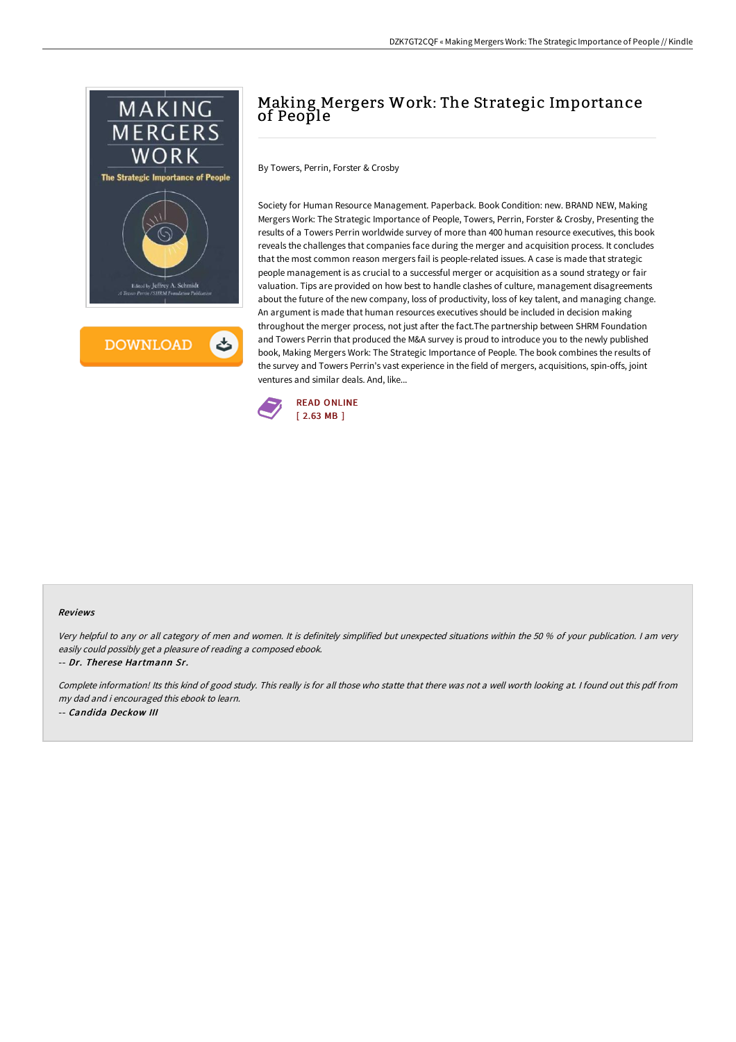# Making Mergers Work: The Strategic Importance of People

By Towers, Perrin, Forster & Crosby

Society for Human Resource Management. Paperback. Book Condition: new. BRAND NEW, Making Mergers Work: The Strategic Importance of People, Towers, Perrin, Forster & Crosby, Presenting the results of a Towers Perrin worldwide survey of more than 400 human resource executives, this book reveals the challenges that companies face during the merger and acquisition process. It concludes that the most common reason mergers fail is people-related issues. A case is made that strategic people management is as crucial to a successful merger or acquisition as a sound strategy or fair valuation. Tips are provided on how best to handle clashes of culture, management disagreements about the future of the new company, loss of productivity, loss of key talent, and managing change. An argument is made that human resources executives should be included in decision making throughout the merger process, not just after the fact.The partnership between SHRM Foundation and Towers Perrin that produced the M&A survey is proud to introduce you to the newly published book, Making Mergers Work: The Strategic Importance of People. The book combines the results of the survey and Towers Perrin's vast experience in the field of mergers, acquisitions, spin-offs, joint ventures and similar deals. And, like...

READ ONLINE
[ 2.63 MB ]

## Reviews

*Very helpful to any or all category of men and women. It is definitely simplified but unexpected situations within the 50 % of your publication. I am very easily could possibly get a pleasure of reading a composed ebook.*

-- *Dr. Therese Hartmann Sr.*

*Complete information! Its this kind of good study. This really is for all those who statte that there was not a well worth looking at. I found out this pdf from my dad and i encouraged this ebook to learn.*

-- *Candida Deckow III*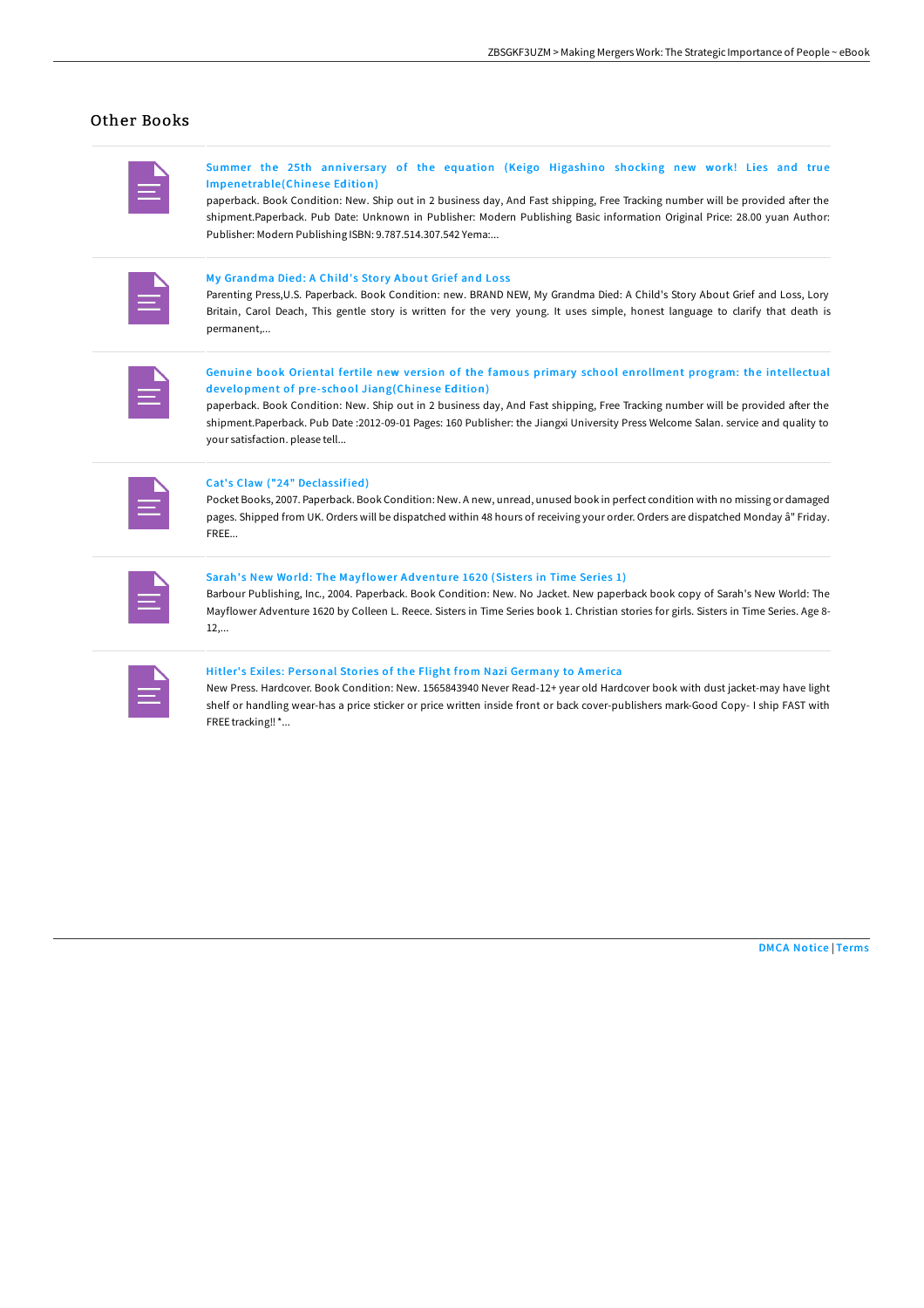## Other Books

### Summer the 25th anniversary of the equation (Keigo Higashino shocking new work! Lies and true Impenetrable(Chinese Edition)

paperback. Book Condition: New. Ship out in 2 business day, And Fast shipping, Free Tracking number will be provided after the shipment.Paperback. Pub Date: Unknown in Publisher: Modern Publishing Basic information Original Price: 28.00 yuan Author: Publisher: Modern Publishing ISBN: 9.787.514.307.542 Yema:...

### My Grandma Died: A Child's Story About Grief and Loss

Parenting Press,U.S. Paperback. Book Condition: new. BRAND NEW, My Grandma Died: A Child's Story About Grief and Loss, Lory Britain, Carol Deach, This gentle story is written for the very young. It uses simple, honest language to clarify that death is permanent,...

### Genuine book Oriental fertile new version of the famous primary school enrollment program: the intellectual development of pre-school Jiang(Chinese Edition)

paperback. Book Condition: New. Ship out in 2 business day, And Fast shipping, Free Tracking number will be provided after the shipment.Paperback. Pub Date :2012-09-01 Pages: 160 Publisher: the Jiangxi University Press Welcome Salan. service and quality to your satisfaction. please tell...

### Cat's Claw ("24" Declassified)

Pocket Books, 2007. Paperback. Book Condition: New. A new, unread, unused book in perfect condition with no missing or damaged pages. Shipped from UK. Orders will be dispatched within 48 hours of receiving your order. Orders are dispatched Monday â" Friday. FREE...

### Sarah's New World: The Mayflower Adventure 1620 (Sisters in Time Series 1)

Barbour Publishing, Inc., 2004. Paperback. Book Condition: New. No Jacket. New paperback book copy of Sarah's New World: The Mayflower Adventure 1620 by Colleen L. Reece. Sisters in Time Series book 1. Christian stories for girls. Sisters in Time Series. Age 8-12,...

### Hitler's Exiles: Personal Stories of the Flight from Nazi Germany to America

New Press. Hardcover. Book Condition: New. 1565843940 Never Read-12+ year old Hardcover book with dust jacket-may have light shelf or handling wear-has a price sticker or price written inside front or back cover-publishers mark-Good Copy- I ship FAST with FREE tracking!! *...